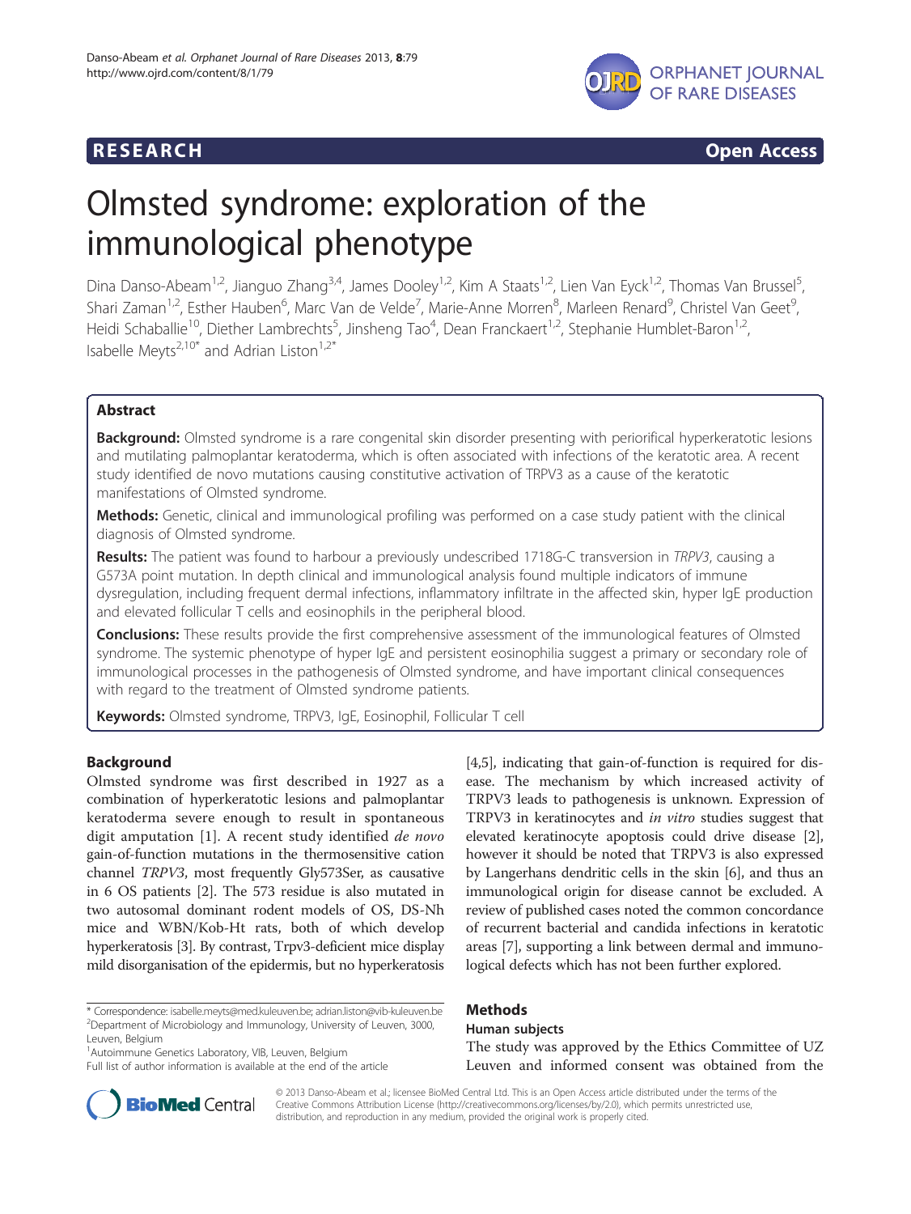**RESEARCH Open Access**

# Olmsted syndrome: exploration of the immunological phenotype

Dina Danso-Abeam[1,2], Jianguo Zhang[3,4], James Dooley[1,2], Kim A Staats[1,2], Lien Van Eyck[1,2], Thomas Van Brussel[5], Shari Zaman[1,2], Esther Hauben[6], Marc Van de Velde[7], Marie-Anne Morren[8], Marleen Renard[9], Christel Van Geet[9], Heidi Schaballie[10], Diether Lambrechts[5], Jinsheng Tao[4], Dean Franckaert[1,2], Stephanie Humblet-Baron[1,2], Isabelle Meyts[2,10*] and Adrian Liston[1,2*]

## Abstract

**Background:** Olmsted syndrome is a rare congenital skin disorder presenting with periorifical hyperkeratotic lesions and mutilating palmoplantar keratoderma, which is often associated with infections of the keratotic area. A recent study identified de novo mutations causing constitutive activation of TRPV3 as a cause of the keratotic manifestations of Olmsted syndrome.

**Methods:** Genetic, clinical and immunological profiling was performed on a case study patient with the clinical diagnosis of Olmsted syndrome.

**Results:** The patient was found to harbour a previously undescribed 1718G-C transversion in *TRPV3*, causing a G573A point mutation. In depth clinical and immunological analysis found multiple indicators of immune dysregulation, including frequent dermal infections, inflammatory infiltrate in the affected skin, hyper IgE production and elevated follicular T cells and eosinophils in the peripheral blood.

**Conclusions:** These results provide the first comprehensive assessment of the immunological features of Olmsted syndrome. The systemic phenotype of hyper IgE and persistent eosinophilia suggest a primary or secondary role of immunological processes in the pathogenesis of Olmsted syndrome, and have important clinical consequences with regard to the treatment of Olmsted syndrome patients.

**Keywords:** Olmsted syndrome, TRPV3, IgE, Eosinophil, Follicular T cell

## Background

Olmsted syndrome was first described in 1927 as a combination of hyperkeratotic lesions and palmoplantar keratoderma severe enough to result in spontaneous digit amputation [1]. A recent study identified *de novo* gain-of-function mutations in the thermosensitive cation channel *TRPV3*, most frequently Gly573Ser, as causative in 6 OS patients [2]. The 573 residue is also mutated in two autosomal dominant rodent models of OS, DS-Nh mice and WBN/Kob-Ht rats, both of which develop hyperkeratosis [3]. By contrast, Trpv3-deficient mice display mild disorganisation of the epidermis, but no hyperkeratosis [4,5], indicating that gain-of-function is required for disease. The mechanism by which increased activity of TRPV3 leads to pathogenesis is unknown. Expression of TRPV3 in keratinocytes and *in vitro* studies suggest that elevated keratinocyte apoptosis could drive disease [2], however it should be noted that TRPV3 is also expressed by Langerhans dendritic cells in the skin [6], and thus an immunological origin for disease cannot be excluded. A review of published cases noted the common concordance of recurrent bacterial and candida infections in keratotic areas [7], supporting a link between dermal and immunological defects which has not been further explored.

## Methods

### Human subjects

The study was approved by the Ethics Committee of UZ Leuven and informed consent was obtained from the

\* Correspondence: isabelle.meyts@med.kuleuven.be; adrian.liston@vib-kuleuven.be
[2]Department of Microbiology and Immunology, University of Leuven, 3000, Leuven, Belgium
[1]Autoimmune Genetics Laboratory, VIB, Leuven, Belgium
Full list of author information is available at the end of the article

© 2013 Danso-Abeam et al.; licensee BioMed Central Ltd. This is an Open Access article distributed under the terms of the Creative Commons Attribution License (http://creativecommons.org/licenses/by/2.0), which permits unrestricted use, distribution, and reproduction in any medium, provided the original work is properly cited.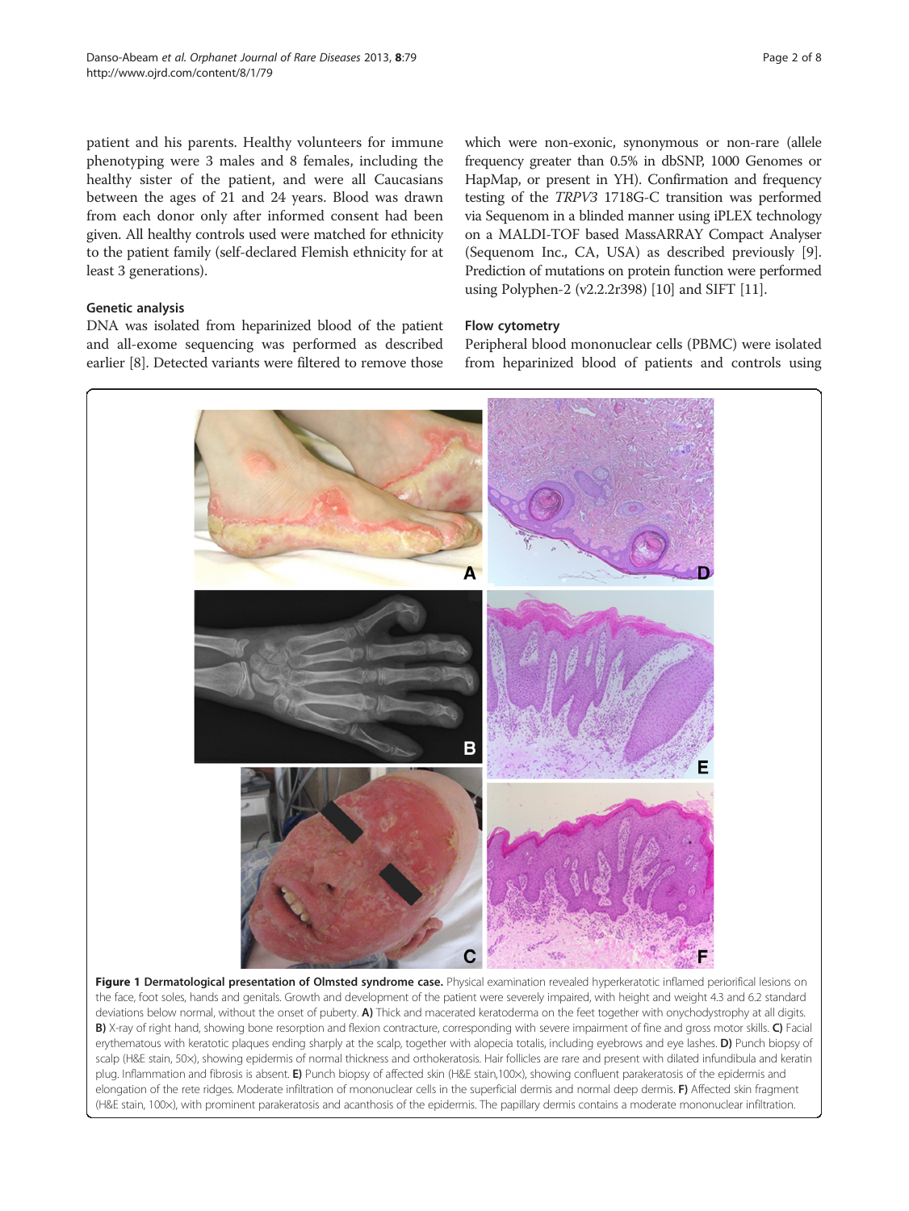patient and his parents. Healthy volunteers for immune phenotyping were 3 males and 8 females, including the healthy sister of the patient, and were all Caucasians between the ages of 21 and 24 years. Blood was drawn from each donor only after informed consent had been given. All healthy controls used were matched for ethnicity to the patient family (self-declared Flemish ethnicity for at least 3 generations).

### Genetic analysis

DNA was isolated from heparinized blood of the patient and all-exome sequencing was performed as described earlier [8]. Detected variants were filtered to remove those which were non-exonic, synonymous or non-rare (allele frequency greater than 0.5% in dbSNP, 1000 Genomes or HapMap, or present in YH). Confirmation and frequency testing of the *TRPV3* 1718G-C transition was performed via Sequenom in a blinded manner using iPLEX technology on a MALDI-TOF based MassARRAY Compact Analyser (Sequenom Inc., CA, USA) as described previously [9]. Prediction of mutations on protein function were performed using Polyphen-2 (v2.2.2r398) [10] and SIFT [11].

### Flow cytometry

Peripheral blood mononuclear cells (PBMC) were isolated from heparinized blood of patients and controls using

**Figure 1 Dermatological presentation of Olmsted syndrome case.** Physical examination revealed hyperkeratotic inflamed periorifical lesions on the face, foot soles, hands and genitals. Growth and development of the patient were severely impaired, with height and weight 4.3 and 6.2 standard deviations below normal, without the onset of puberty. **A)** Thick and macerated keratoderma on the feet together with onychodystrophy at all digits. **B)** X-ray of right hand, showing bone resorption and flexion contracture, corresponding with severe impairment of fine and gross motor skills. **C)** Facial erythematous with keratotic plaques ending sharply at the scalp, together with alopecia totalis, including eyebrows and eye lashes. **D)** Punch biopsy of scalp (H&E stain, 50×), showing epidermis of normal thickness and orthokeratosis. Hair follicles are rare and present with dilated infundibula and keratin plug. Inflammation and fibrosis is absent. **E)** Punch biopsy of affected skin (H&E stain,100×), showing confluent parakeratosis of the epidermis and elongation of the rete ridges. Moderate infiltration of mononuclear cells in the superficial dermis and normal deep dermis. **F)** Affected skin fragment (H&E stain, 100×), with prominent parakeratosis and acanthosis of the epidermis. The papillary dermis contains a moderate mononuclear infiltration.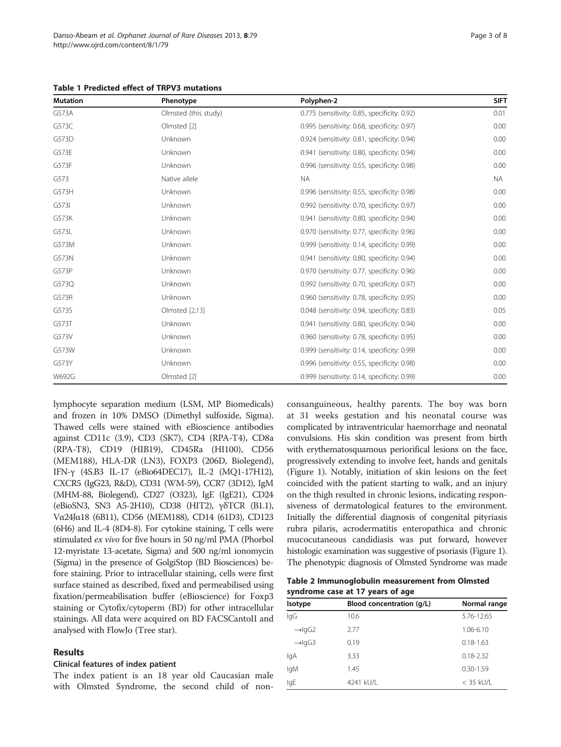**Table 1 Predicted effect of TRPV3 mutations**

| Mutation | Phenotype | Polyphen-2 | SIFT |
|---|---|---|---|
| G573A | Olmsted (this study) | 0.775 (sensitivity: 0.85, specificity: 0.92) | 0.01 |
| G573C | Olmsted [2] | 0.995 (sensitivity: 0.68, specificity: 0.97) | 0.00 |
| G573D | Unknown | 0.924 (sensitivity: 0.81, specificity: 0.94) | 0.00 |
| G573E | Unknown | 0.941 (sensitivity: 0.80, specificity: 0.94) | 0.00 |
| G573F | Unknown | 0.996 (sensitivity: 0.55, specificity: 0.98) | 0.00 |
| G573 | Native allele | NA | NA |
| G573H | Unknown | 0.996 (sensitivity: 0.55, specificity: 0.98) | 0.00 |
| G573I | Unknown | 0.992 (sensitivity: 0.70, specificity: 0.97) | 0.00 |
| G573K | Unknown | 0.941 (sensitivity: 0.80, specificity: 0.94) | 0.00 |
| G573L | Unknown | 0.970 (sensitivity: 0.77, specificity: 0.96) | 0.00 |
| G573M | Unknown | 0.999 (sensitivity: 0.14, specificity: 0.99) | 0.00 |
| G573N | Unknown | 0.941 (sensitivity: 0.80, specificity: 0.94) | 0.00 |
| G573P | Unknown | 0.970 (sensitivity: 0.77, specificity: 0.96) | 0.00 |
| G573Q | Unknown | 0.992 (sensitivity: 0.70, specificity: 0.97) | 0.00 |
| G573R | Unknown | 0.960 (sensitivity: 0.78, specificity: 0.95) | 0.00 |
| G573S | Olmsted [2,13] | 0.048 (sensitivity: 0.94, specificity: 0.83) | 0.05 |
| G573T | Unknown | 0.941 (sensitivity: 0.80, specificity: 0.94) | 0.00 |
| G573V | Unknown | 0.960 (sensitivity: 0.78, specificity: 0.95) | 0.00 |
| G573W | Unknown | 0.999 (sensitivity: 0.14, specificity: 0.99) | 0.00 |
| G573Y | Unknown | 0.996 (sensitivity: 0.55, specificity: 0.98) | 0.00 |
| W692G | Olmsted [2] | 0.999 (sensitivity: 0.14, specificity: 0.99) | 0.00 |

lymphocyte separation medium (LSM, MP Biomedicals) and frozen in 10% DMSO (Dimethyl sulfoxide, Sigma). Thawed cells were stained with eBioscience antibodies against CD11c (3.9), CD3 (SK7), CD4 (RPA-T4), CD8a (RPA-T8), CD19 (HIB19), CD45Ra (HI100), CD56 (MEM188), HLA-DR (LN3), FOXP3 (206D, Biolegend), IFN-γ (4S.B3 IL-17 (eBio64DEC17), IL-2 (MQ1-17H12), CXCR5 (IgG23, R&D), CD31 (WM-59), CCR7 (3D12), IgM (MHM-88, Biolegend), CD27 (O323), IgE (IgE21), CD24 (eBioSN3, SN3 A5-2H10), CD38 (HIT2), γδTCR (B1.1), Vα24Jα18 (6B11), CD56 (MEM188), CD14 (61D3), CD123 (6H6) and IL-4 (8D4-8). For cytokine staining, T cells were stimulated *ex vivo* for five hours in 50 ng/ml PMA (Phorbol 12-myristate 13-acetate, Sigma) and 500 ng/ml ionomycin (Sigma) in the presence of GolgiStop (BD Biosciences) before staining. Prior to intracellular staining, cells were first surface stained as described, fixed and permeabilised using fixation/permeabilisation buffer (eBioscience) for Foxp3 staining or Cytofix/cytoperm (BD) for other intracellular stainings. All data were acquired on BD FACSCantoII and analysed with FlowJo (Tree star).

## Results

### Clinical features of index patient

The index patient is an 18 year old Caucasian male with Olmsted Syndrome, the second child of non-consanguineous, healthy parents. The boy was born at 31 weeks gestation and his neonatal course was complicated by intraventricular haemorrhage and neonatal convulsions. His skin condition was present from birth with erythematosquamous periorifical lesions on the face, progressively extending to involve feet, hands and genitals (Figure 1). Notably, initiation of skin lesions on the feet coincided with the patient starting to walk, and an injury on the thigh resulted in chronic lesions, indicating responsiveness of dermatological features to the environment. Initially the differential diagnosis of congenital pityriasis rubra pilaris, acrodermatitis enteropathica and chronic mucocutaneous candidiasis was put forward, however histologic examination was suggestive of psoriasis (Figure 1). The phenotypic diagnosis of Olmsted Syndrome was made

**Table 2 Immunoglobulin measurement from Olmsted syndrome case at 17 years of age**

| Isotype | Blood concentration (g/L) | Normal range |
|---|---|---|
| IgG | 10.6 | 5.76-12.65 |
| →IgG2 | 2.77 | 1.06-6.10 |
| →IgG3 | 0.19 | 0.18-1.63 |
| IgA | 3.33 | 0.18-2.32 |
| IgM | 1.45 | 0.30-1.59 |
| IgE | 4241 kU/L | < 35 kU/L |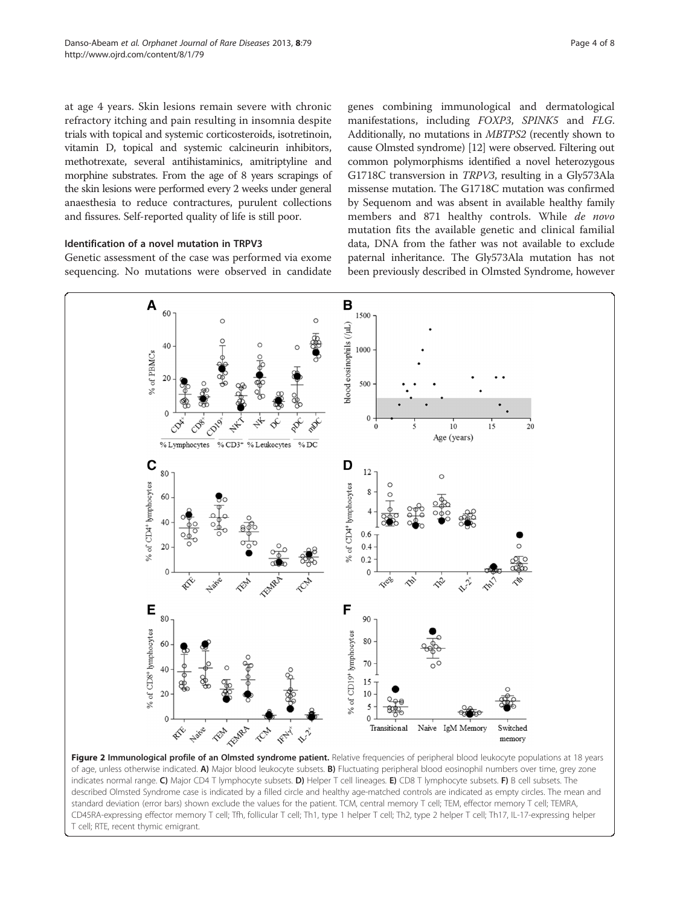at age 4 years. Skin lesions remain severe with chronic refractory itching and pain resulting in insomnia despite trials with topical and systemic corticosteroids, isotretinoin, vitamin D, topical and systemic calcineurin inhibitors, methotrexate, several antihistaminics, amitriptyline and morphine substrates. From the age of 8 years scrapings of the skin lesions were performed every 2 weeks under general anaesthesia to reduce contractures, purulent collections and fissures. Self-reported quality of life is still poor.

### Identification of a novel mutation in TRPV3

Genetic assessment of the case was performed via exome sequencing. No mutations were observed in candidate genes combining immunological and dermatological manifestations, including *FOXP3*, *SPINK5* and *FLG*. Additionally, no mutations in *MBTPS2* (recently shown to cause Olmsted syndrome) [12] were observed. Filtering out common polymorphisms identified a novel heterozygous G1718C transversion in *TRPV3*, resulting in a Gly573Ala missense mutation. The G1718C mutation was confirmed by Sequenom and was absent in available healthy family members and 871 healthy controls. While *de novo* mutation fits the available genetic and clinical familial data, DNA from the father was not available to exclude paternal inheritance. The Gly573Ala mutation has not been previously described in Olmsted Syndrome, however

**Figure 2 Immunological profile of an Olmsted syndrome patient.** Relative frequencies of peripheral blood leukocyte populations at 18 years of age, unless otherwise indicated. **A)** Major blood leukocyte subsets. **B)** Fluctuating peripheral blood eosinophil numbers over time, grey zone indicates normal range. **C)** Major CD4 T lymphocyte subsets. **D)** Helper T cell lineages. **E)** CD8 T lymphocyte subsets. **F)** B cell subsets. The described Olmsted Syndrome case is indicated by a filled circle and healthy age-matched controls are indicated as empty circles. The mean and standard deviation (error bars) shown exclude the values for the patient. TCM, central memory T cell; TEM, effector memory T cell; TEMRA, CD45RA-expressing effector memory T cell; Tfh, follicular T cell; Th1, type 1 helper T cell; Th2, type 2 helper T cell; Th17, IL-17-expressing helper T cell; RTE, recent thymic emigrant.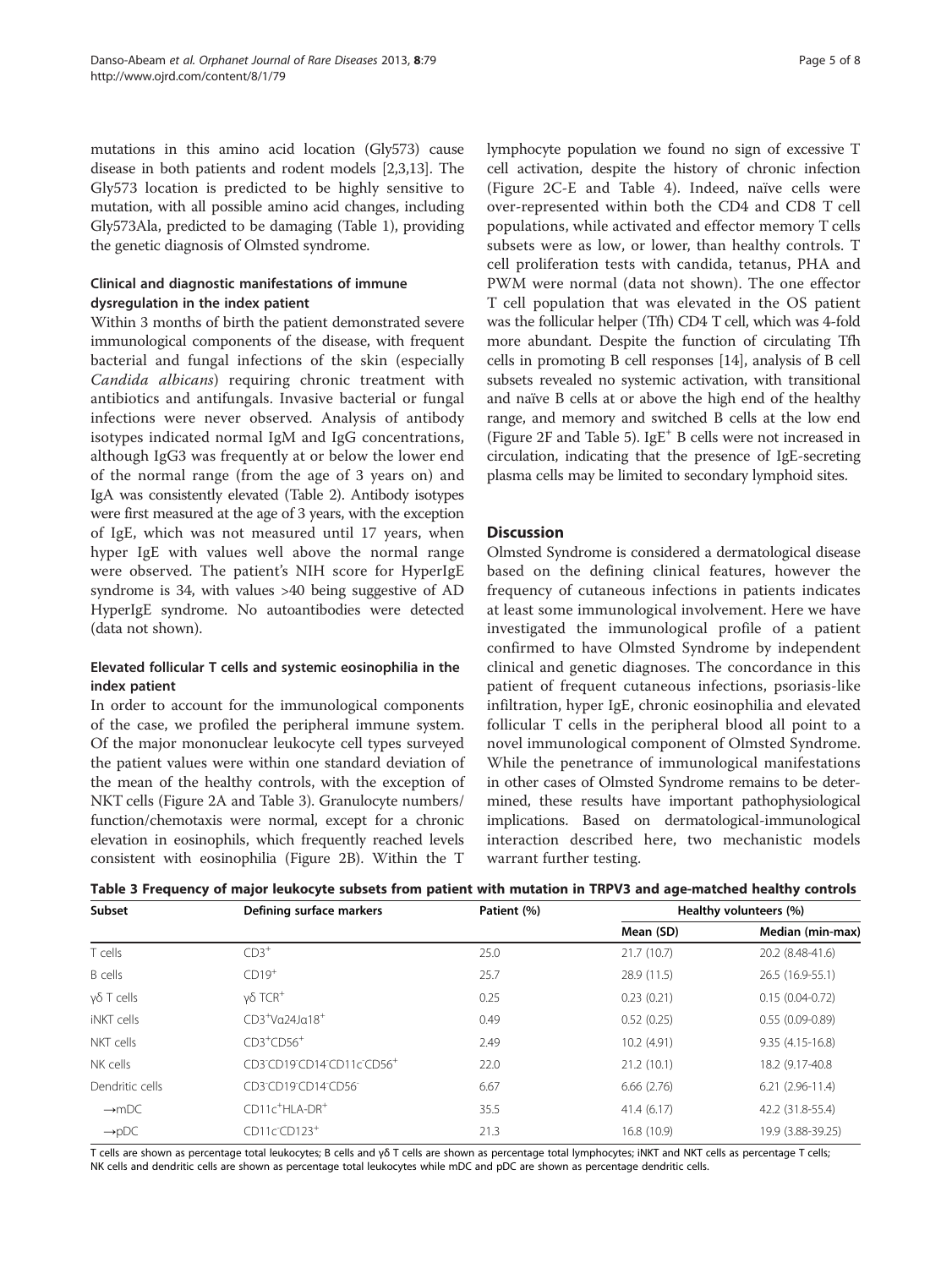mutations in this amino acid location (Gly573) cause disease in both patients and rodent models [2,3,13]. The Gly573 location is predicted to be highly sensitive to mutation, with all possible amino acid changes, including Gly573Ala, predicted to be damaging (Table 1), providing the genetic diagnosis of Olmsted syndrome.

### Clinical and diagnostic manifestations of immune dysregulation in the index patient

Within 3 months of birth the patient demonstrated severe immunological components of the disease, with frequent bacterial and fungal infections of the skin (especially *Candida albicans*) requiring chronic treatment with antibiotics and antifungals. Invasive bacterial or fungal infections were never observed. Analysis of antibody isotypes indicated normal IgM and IgG concentrations, although IgG3 was frequently at or below the lower end of the normal range (from the age of 3 years on) and IgA was consistently elevated (Table 2). Antibody isotypes were first measured at the age of 3 years, with the exception of IgE, which was not measured until 17 years, when hyper IgE with values well above the normal range were observed. The patient's NIH score for HyperIgE syndrome is 34, with values >40 being suggestive of AD HyperIgE syndrome. No autoantibodies were detected (data not shown).

### Elevated follicular T cells and systemic eosinophilia in the index patient

In order to account for the immunological components of the case, we profiled the peripheral immune system. Of the major mononuclear leukocyte cell types surveyed the patient values were within one standard deviation of the mean of the healthy controls, with the exception of NKT cells (Figure 2A and Table 3). Granulocyte numbers/ function/chemotaxis were normal, except for a chronic elevation in eosinophils, which frequently reached levels consistent with eosinophilia (Figure 2B). Within the T lymphocyte population we found no sign of excessive T cell activation, despite the history of chronic infection (Figure 2C-E and Table 4). Indeed, naïve cells were over-represented within both the CD4 and CD8 T cell populations, while activated and effector memory T cells subsets were as low, or lower, than healthy controls. T cell proliferation tests with candida, tetanus, PHA and PWM were normal (data not shown). The one effector T cell population that was elevated in the OS patient was the follicular helper (Tfh) CD4 T cell, which was 4-fold more abundant. Despite the function of circulating Tfh cells in promoting B cell responses [14], analysis of B cell subsets revealed no systemic activation, with transitional and naïve B cells at or above the high end of the healthy range, and memory and switched B cells at the low end (Figure 2F and Table 5). IgE$^+$ B cells were not increased in circulation, indicating that the presence of IgE-secreting plasma cells may be limited to secondary lymphoid sites.

## Discussion

Olmsted Syndrome is considered a dermatological disease based on the defining clinical features, however the frequency of cutaneous infections in patients indicates at least some immunological involvement. Here we have investigated the immunological profile of a patient confirmed to have Olmsted Syndrome by independent clinical and genetic diagnoses. The concordance in this patient of frequent cutaneous infections, psoriasis-like infiltration, hyper IgE, chronic eosinophilia and elevated follicular T cells in the peripheral blood all point to a novel immunological component of Olmsted Syndrome. While the penetrance of immunological manifestations in other cases of Olmsted Syndrome remains to be determined, these results have important pathophysiological implications. Based on dermatological-immunological interaction described here, two mechanistic models warrant further testing.

**Table 3 Frequency of major leukocyte subsets from patient with mutation in TRPV3 and age-matched healthy controls**

| Subset | Defining surface markers | Patient (%) | Healthy volunteers (%) | |
|---|---|---|---|---|
| | | | Mean (SD) | Median (min-max) |
| T cells | CD3$^+$ | 25.0 | 21.7 (10.7) | 20.2 (8.48-41.6) |
| B cells | CD19$^+$ | 25.7 | 28.9 (11.5) | 26.5 (16.9-55.1) |
| γδ T cells | γδ TCR$^+$ | 0.25 | 0.23 (0.21) | 0.15 (0.04-0.72) |
| iNKT cells | CD3$^+$Vα24Jα18$^+$ | 0.49 | 0.52 (0.25) | 0.55 (0.09-0.89) |
| NKT cells | CD3$^+$CD56$^+$ | 2.49 | 10.2 (4.91) | 9.35 (4.15-16.8) |
| NK cells | CD3$^-$CD19$^-$CD14$^-$CD11c$^-$CD56$^+$ | 22.0 | 21.2 (10.1) | 18.2 (9.17-40.8 |
| Dendritic cells | CD3$^-$CD19$^-$CD14$^-$CD56$^-$ | 6.67 | 6.66 (2.76) | 6.21 (2.96-11.4) |
| →mDC | CD11c$^+$HLA-DR$^+$ | 35.5 | 41.4 (6.17) | 42.2 (31.8-55.4) |
| →pDC | CD11c$^-$CD123$^+$ | 21.3 | 16.8 (10.9) | 19.9 (3.88-39.25) |

T cells are shown as percentage total leukocytes; B cells and γδ T cells are shown as percentage total lymphocytes; iNKT and NKT cells as percentage T cells; NK cells and dendritic cells are shown as percentage total leukocytes while mDC and pDC are shown as percentage dendritic cells.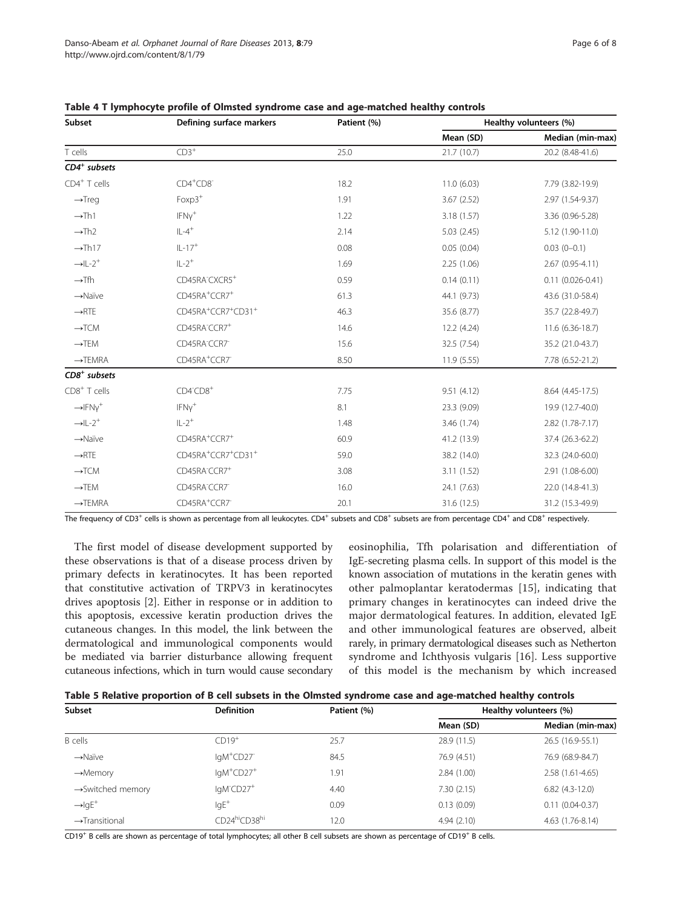**Table 4 T lymphocyte profile of Olmsted syndrome case and age-matched healthy controls**

| Subset | Defining surface markers | Patient (%) | Healthy volunteers (%) | |
|---|---|---|---|---|
| | | | Mean (SD) | Median (min-max) |
| T cells | $CD3^+$ | 25.0 | 21.7 (10.7) | 20.2 (8.48-41.6) |
| ***$CD4^+$ subsets*** | | | | |
| $CD4^+$ T cells | $CD4^+CD8^-$ | 18.2 | 11.0 (6.03) | 7.79 (3.82-19.9) |
| →Treg | $Foxp3^+$ | 1.91 | 3.67 (2.52) | 2.97 (1.54-9.37) |
| →Th1 | $IFN\gamma^+$ | 1.22 | 3.18 (1.57) | 3.36 (0.96-5.28) |
| →Th2 | $IL\text{-}4^+$ | 2.14 | 5.03 (2.45) | 5.12 (1.90-11.0) |
| →Th17 | $IL\text{-}17^+$ | 0.08 | 0.05 (0.04) | 0.03 (0–0.1) |
| →$IL\text{-}2^+$ | $IL\text{-}2^+$ | 1.69 | 2.25 (1.06) | 2.67 (0.95-4.11) |
| →Tfh | $CD45RA^-CXCR5^+$ | 0.59 | 0.14 (0.11) | 0.11 (0.026-0.41) |
| →Naïve | $CD45RA^+CCR7^+$ | 61.3 | 44.1 (9.73) | 43.6 (31.0-58.4) |
| →RTE | $CD45RA^+CCR7^+CD31^+$ | 46.3 | 35.6 (8.77) | 35.7 (22.8-49.7) |
| →TCM | $CD45RA^-CCR7^+$ | 14.6 | 12.2 (4.24) | 11.6 (6.36-18.7) |
| →TEM | $CD45RA^-CCR7^-$ | 15.6 | 32.5 (7.54) | 35.2 (21.0-43.7) |
| →TEMRA | $CD45RA^+CCR7^-$ | 8.50 | 11.9 (5.55) | 7.78 (6.52-21.2) |
| ***$CD8^+$ subsets*** | | | | |
| $CD8^+$ T cells | $CD4^-CD8^+$ | 7.75 | 9.51 (4.12) | 8.64 (4.45-17.5) |
| →$IFN\gamma^+$ | $IFN\gamma^+$ | 8.1 | 23.3 (9.09) | 19.9 (12.7-40.0) |
| →$IL\text{-}2^+$ | $IL\text{-}2^+$ | 1.48 | 3.46 (1.74) | 2.82 (1.78-7.17) |
| →Naïve | $CD45RA^+CCR7^+$ | 60.9 | 41.2 (13.9) | 37.4 (26.3-62.2) |
| →RTE | $CD45RA^+CCR7^+CD31^+$ | 59.0 | 38.2 (14.0) | 32.3 (24.0-60.0) |
| →TCM | $CD45RA^-CCR7^+$ | 3.08 | 3.11 (1.52) | 2.91 (1.08-6.00) |
| →TEM | $CD45RA^-CCR7^-$ | 16.0 | 24.1 (7.63) | 22.0 (14.8-41.3) |
| →TEMRA | $CD45RA^+CCR7^-$ | 20.1 | 31.6 (12.5) | 31.2 (15.3-49.9) |

The frequency of $CD3^+$ cells is shown as percentage from all leukocytes. $CD4^+$ subsets and $CD8^+$ subsets are from percentage $CD4^+$ and $CD8^+$ respectively.

The first model of disease development supported by these observations is that of a disease process driven by primary defects in keratinocytes. It has been reported that constitutive activation of TRPV3 in keratinocytes drives apoptosis [2]. Either in response or in addition to this apoptosis, excessive keratin production drives the cutaneous changes. In this model, the link between the dermatological and immunological components would be mediated via barrier disturbance allowing frequent cutaneous infections, which in turn would cause secondary eosinophilia, Tfh polarisation and differentiation of IgE-secreting plasma cells. In support of this model is the known association of mutations in the keratin genes with other palmoplantar keratodermas [15], indicating that primary changes in keratinocytes can indeed drive the major dermatological features. In addition, elevated IgE and other immunological features are observed, albeit rarely, in primary dermatological diseases such as Netherton syndrome and Ichthyosis vulgaris [16]. Less supportive of this model is the mechanism by which increased

**Table 5 Relative proportion of B cell subsets in the Olmsted syndrome case and age-matched healthy controls**

| Subset | Definition | Patient (%) | Healthy volunteers (%) | |
|---|---|---|---|---|
| | | | Mean (SD) | Median (min-max) |
| B cells | $CD19^+$ | 25.7 | 28.9 (11.5) | 26.5 (16.9-55.1) |
| →Naïve | $IgM^+CD27^-$ | 84.5 | 76.9 (4.51) | 76.9 (68.9-84.7) |
| →Memory | $IgM^+CD27^+$ | 1.91 | 2.84 (1.00) | 2.58 (1.61-4.65) |
| →Switched memory | $IgM^-CD27^+$ | 4.40 | 7.30 (2.15) | 6.82 (4.3-12.0) |
| →$IgE^+$ | $IgE^+$ | 0.09 | 0.13 (0.09) | 0.11 (0.04-0.37) |
| →Transitional | $CD24^{hi}CD38^{hi}$ | 12.0 | 4.94 (2.10) | 4.63 (1.76-8.14) |

$CD19^+$ B cells are shown as percentage of total lymphocytes; all other B cell subsets are shown as percentage of $CD19^+$ B cells.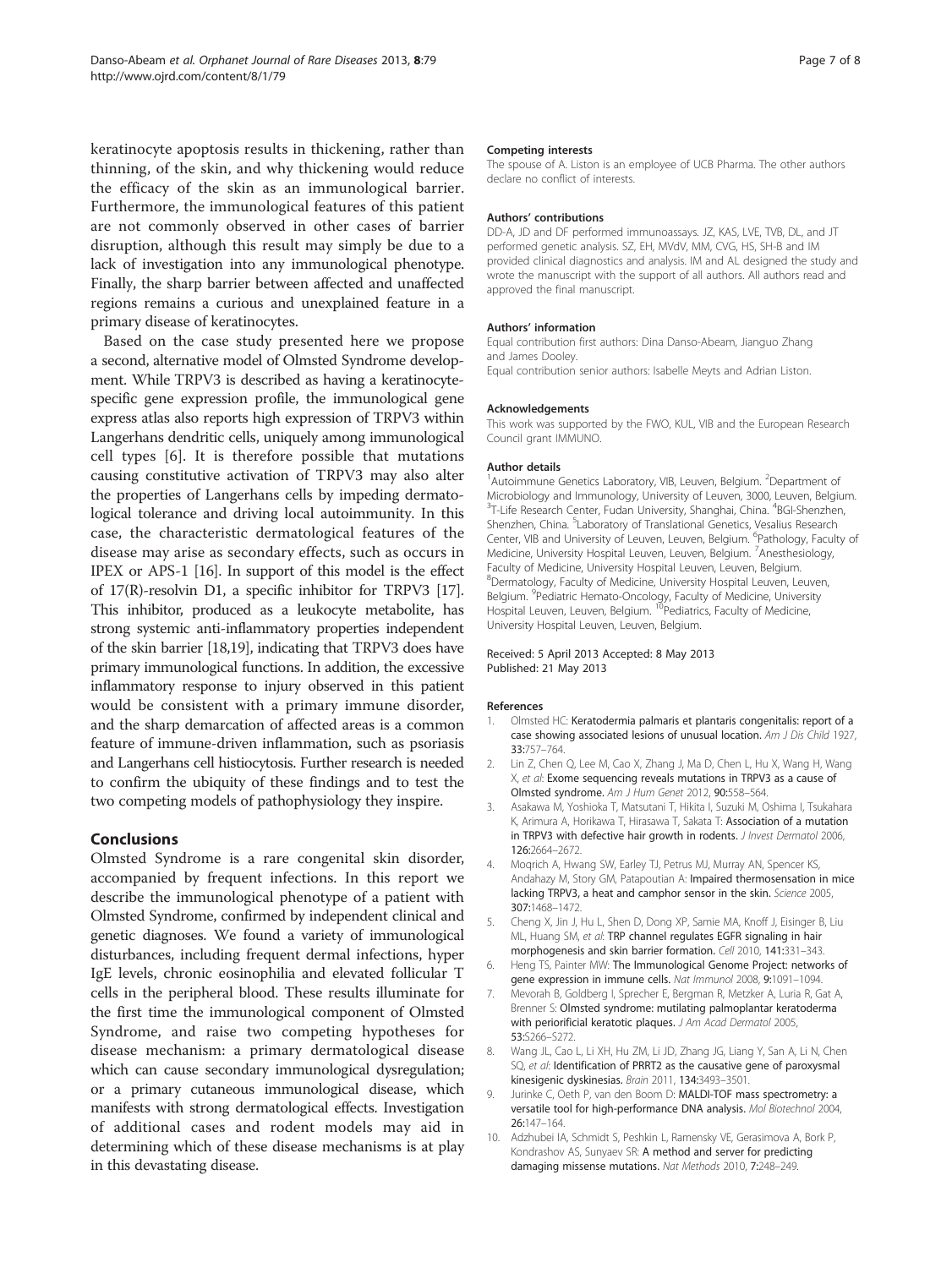keratinocyte apoptosis results in thickening, rather than thinning, of the skin, and why thickening would reduce the efficacy of the skin as an immunological barrier. Furthermore, the immunological features of this patient are not commonly observed in other cases of barrier disruption, although this result may simply be due to a lack of investigation into any immunological phenotype. Finally, the sharp barrier between affected and unaffected regions remains a curious and unexplained feature in a primary disease of keratinocytes.

Based on the case study presented here we propose a second, alternative model of Olmsted Syndrome development. While TRPV3 is described as having a keratinocyte-specific gene expression profile, the immunological gene express atlas also reports high expression of TRPV3 within Langerhans dendritic cells, uniquely among immunological cell types [6]. It is therefore possible that mutations causing constitutive activation of TRPV3 may also alter the properties of Langerhans cells by impeding dermatological tolerance and driving local autoimmunity. In this case, the characteristic dermatological features of the disease may arise as secondary effects, such as occurs in IPEX or APS-1 [16]. In support of this model is the effect of 17(R)-resolvin D1, a specific inhibitor for TRPV3 [17]. This inhibitor, produced as a leukocyte metabolite, has strong systemic anti-inflammatory properties independent of the skin barrier [18,19], indicating that TRPV3 does have primary immunological functions. In addition, the excessive inflammatory response to injury observed in this patient would be consistent with a primary immune disorder, and the sharp demarcation of affected areas is a common feature of immune-driven inflammation, such as psoriasis and Langerhans cell histiocytosis. Further research is needed to confirm the ubiquity of these findings and to test the two competing models of pathophysiology they inspire.

## Conclusions

Olmsted Syndrome is a rare congenital skin disorder, accompanied by frequent infections. In this report we describe the immunological phenotype of a patient with Olmsted Syndrome, confirmed by independent clinical and genetic diagnoses. We found a variety of immunological disturbances, including frequent dermal infections, hyper IgE levels, chronic eosinophilia and elevated follicular T cells in the peripheral blood. These results illuminate for the first time the immunological component of Olmsted Syndrome, and raise two competing hypotheses for disease mechanism: a primary dermatological disease which can cause secondary immunological dysregulation; or a primary cutaneous immunological disease, which manifests with strong dermatological effects. Investigation of additional cases and rodent models may aid in determining which of these disease mechanisms is at play in this devastating disease.

#### Competing interests

The spouse of A. Liston is an employee of UCB Pharma. The other authors declare no conflict of interests.

#### Authors' contributions

DD-A, JD and DF performed immunoassays. JZ, KAS, LVE, TVB, DL, and JT performed genetic analysis. SZ, EH, MVdV, MM, CVG, HS, SH-B and IM provided clinical diagnostics and analysis. IM and AL designed the study and wrote the manuscript with the support of all authors. All authors read and approved the final manuscript.

#### Authors' information

Equal contribution first authors: Dina Danso-Abeam, Jianguo Zhang and James Dooley.
Equal contribution senior authors: Isabelle Meyts and Adrian Liston.

#### Acknowledgements

This work was supported by the FWO, KUL, VIB and the European Research Council grant IMMUNO.

#### Author details

[1]Autoimmune Genetics Laboratory, VIB, Leuven, Belgium. [2]Department of Microbiology and Immunology, University of Leuven, 3000, Leuven, Belgium. [3]T-Life Research Center, Fudan University, Shanghai, China. [4]BGI-Shenzhen, Shenzhen, China. [5]Laboratory of Translational Genetics, Vesalius Research Center, VIB and University of Leuven, Leuven, Belgium. [6]Pathology, Faculty of Medicine, University Hospital Leuven, Leuven, Belgium. [7]Anesthesiology, Faculty of Medicine, University Hospital Leuven, Leuven, Belgium. [8]Dermatology, Faculty of Medicine, University Hospital Leuven, Leuven, Belgium. [9]Pediatric Hemato-Oncology, Faculty of Medicine, University Hospital Leuven, Leuven, Belgium. [10]Pediatrics, Faculty of Medicine, University Hospital Leuven, Leuven, Belgium.

Received: 5 April 2013 Accepted: 8 May 2013
Published: 21 May 2013

#### References

1. Olmsted HC: **Keratodermia palmaris et plantaris congenitalis: report of a case showing associated lesions of unusual location.** *Am J Dis Child* 1927, **33:**757–764.
2. Lin Z, Chen Q, Lee M, Cao X, Zhang J, Ma D, Chen L, Hu X, Wang H, Wang X, *et al*: **Exome sequencing reveals mutations in TRPV3 as a cause of Olmsted syndrome.** *Am J Hum Genet* 2012, **90:**558–564.
3. Asakawa M, Yoshioka T, Matsutani T, Hikita I, Suzuki M, Oshima I, Tsukahara K, Arimura A, Horikawa T, Hirasawa T, Sakata T: **Association of a mutation in TRPV3 with defective hair growth in rodents.** *J Invest Dermatol* 2006, **126:**2664–2672.
4. Moqrich A, Hwang SW, Earley TJ, Petrus MJ, Murray AN, Spencer KS, Andahazy M, Story GM, Patapoutian A: **Impaired thermosensation in mice lacking TRPV3, a heat and camphor sensor in the skin.** *Science* 2005, **307:**1468–1472.
5. Cheng X, Jin J, Hu L, Shen D, Dong XP, Samie MA, Knoff J, Eisinger B, Liu ML, Huang SM, *et al*: **TRP channel regulates EGFR signaling in hair morphogenesis and skin barrier formation.** *Cell* 2010, **141:**331–343.
6. Heng TS, Painter MW: **The Immunological Genome Project: networks of gene expression in immune cells.** *Nat Immunol* 2008, **9:**1091–1094.
7. Mevorah B, Goldberg I, Sprecher E, Bergman R, Metzker A, Luria R, Gat A, Brenner S: **Olmsted syndrome: mutilating palmoplantar keratoderma with periorificial keratotic plaques.** *J Am Acad Dermatol* 2005, **53:**S266–S272.
8. Wang JL, Cao L, Li XH, Hu ZM, Li JD, Zhang JG, Liang Y, San A, Li N, Chen SQ, *et al*: **Identification of PRRT2 as the causative gene of paroxysmal kinesigenic dyskinesias.** *Brain* 2011, **134:**3493–3501.
9. Jurinke C, Oeth P, van den Boom D: **MALDI-TOF mass spectrometry: a versatile tool for high-performance DNA analysis.** *Mol Biotechnol* 2004, **26:**147–164.
10. Adzhubei IA, Schmidt S, Peshkin L, Ramensky VE, Gerasimova A, Bork P, Kondrashov AS, Sunyaev SR: **A method and server for predicting damaging missense mutations.** *Nat Methods* 2010, **7:**248–249.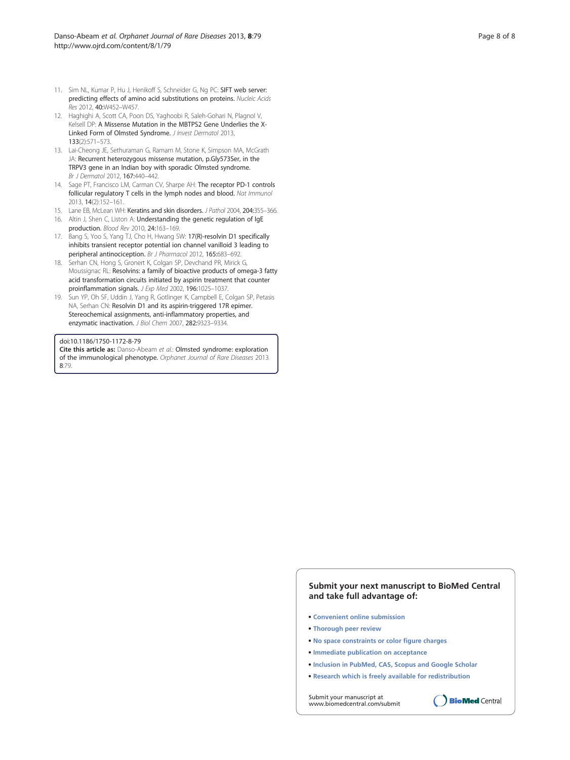11. Sim NL, Kumar P, Hu J, Henikoff S, Schneider G, Ng PC: **SIFT web server: predicting effects of amino acid substitutions on proteins.** *Nucleic Acids Res* 2012, **40:**W452–W457.
12. Haghighi A, Scott CA, Poon DS, Yaghoobi R, Saleh-Gohari N, Plagnol V, Kelsell DP: **A Missense Mutation in the MBTPS2 Gene Underlies the X-Linked Form of Olmsted Syndrome.** *J Invest Dermatol* 2013, **133**(2):571–573.
13. Lai-Cheong JE, Sethuraman G, Ramam M, Stone K, Simpson MA, McGrath JA: **Recurrent heterozygous missense mutation, p.Gly573Ser, in the TRPV3 gene in an Indian boy with sporadic Olmsted syndrome.** *Br J Dermatol* 2012, **167:**440–442.
14. Sage PT, Francisco LM, Carman CV, Sharpe AH: **The receptor PD-1 controls follicular regulatory T cells in the lymph nodes and blood.** *Nat Immunol* 2013, **14**(2):152–161.
15. Lane EB, McLean WH: **Keratins and skin disorders.** *J Pathol* 2004, **204:**355–366.
16. Altin J, Shen C, Liston A: **Understanding the genetic regulation of IgE production.** *Blood Rev* 2010, **24:**163–169.
17. Bang S, Yoo S, Yang TJ, Cho H, Hwang SW: **17(R)-resolvin D1 specifically inhibits transient receptor potential ion channel vanilloid 3 leading to peripheral antinociception.** *Br J Pharmacol* 2012, **165:**683–692.
18. Serhan CN, Hong S, Gronert K, Colgan SP, Devchand PR, Mirick G, Moussignac RL: **Resolvins: a family of bioactive products of omega-3 fatty acid transformation circuits initiated by aspirin treatment that counter proinflammation signals.** *J Exp Med* 2002, **196:**1025–1037.
19. Sun YP, Oh SF, Uddin J, Yang R, Gotlinger K, Campbell E, Colgan SP, Petasis NA, Serhan CN: **Resolvin D1 and its aspirin-triggered 17R epimer. Stereochemical assignments, anti-inflammatory properties, and enzymatic inactivation.** *J Biol Chem* 2007, **282:**9323–9334.

doi:10.1186/1750-1172-8-79
**Cite this article as:** Danso-Abeam *et al.*: Olmsted syndrome: exploration of the immunological phenotype. *Orphanet Journal of Rare Diseases* 2013 **8**:79.

**Submit your next manuscript to BioMed Central and take full advantage of:**

- **Convenient online submission**
- **Thorough peer review**
- **No space constraints or color figure charges**
- **Immediate publication on acceptance**
- **Inclusion in PubMed, CAS, Scopus and Google Scholar**
- **Research which is freely available for redistribution**

Submit your manuscript at www.biomedcentral.com/submit

BioMed Central